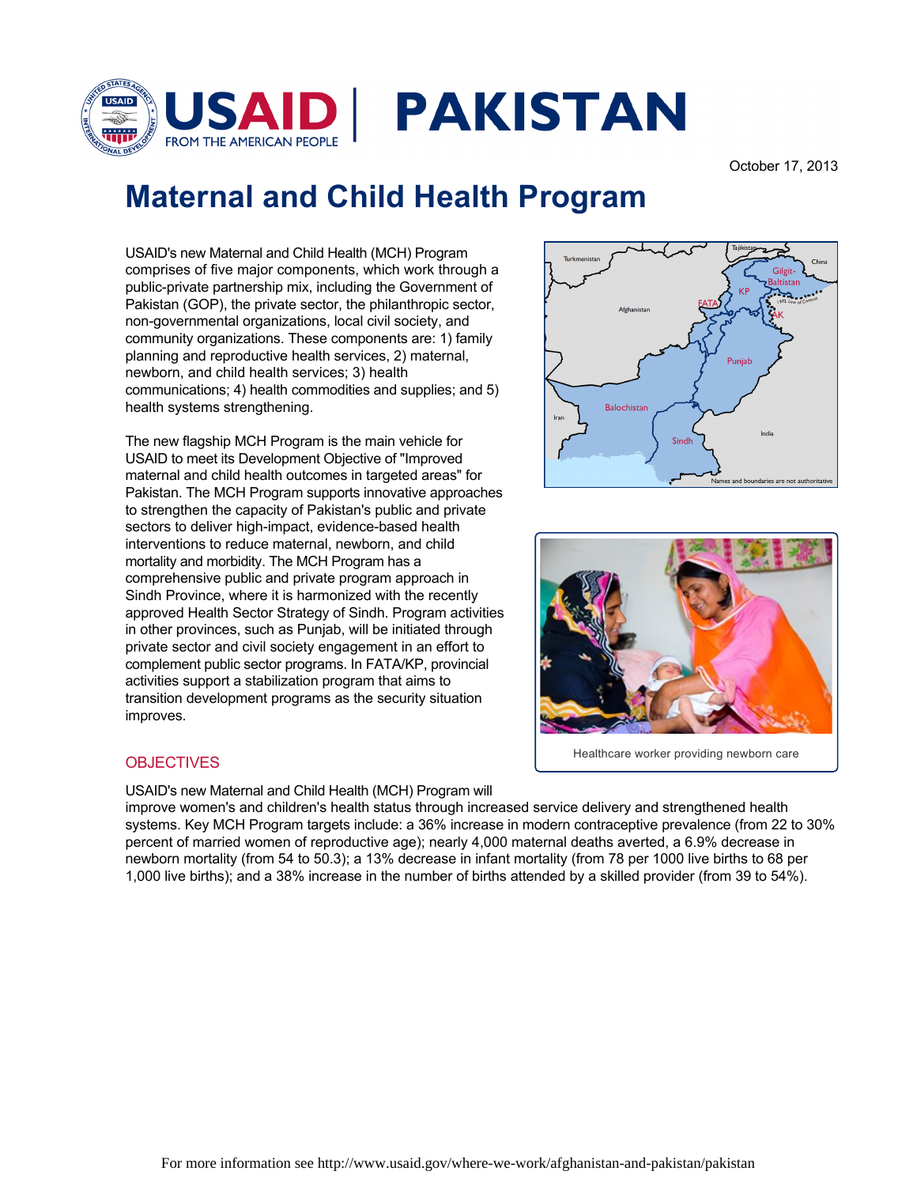# USAID | PAKISTAN

October 17, 2013

# Maternal and Child Health Program

USAID's new Maternal and Child Health (MCH) Program comprises of five major components, which work through a public-private partnership mix, including the Government of Pakistan (GOP), the private sector, the philanthropic sector, non-governmental organizations, local civil society, and community organizations. These components are: 1) family planning and reproductive health services, 2) maternal, newborn, and child health services; 3) health communications; 4) health commodities and supplies; and 5) health systems strengthening.

The new flagship MCH Program is the main vehicle for USAID to meet its Development Objective of "Improved maternal and child health outcomes in targeted areas" for Pakistan. The MCH Program supports innovative approaches to strengthen the capacity of Pakistan's public and private sectors to deliver high-impact, evidence-based health interventions to reduce maternal, newborn, and child mortality and morbidity. The MCH Program has a comprehensive public and private program approach in Sindh Province, where it is harmonized with the recently approved Health Sector Strategy of Sindh. Program activities in other provinces, such as Punjab, will be initiated through private sector and civil society engagement in an effort to complement public sector programs. In FATA/KP, provincial activities support a stabilization program that aims to transition development programs as the security situation improves.

Healthcare worker providing newborn care

## OBJECTIVES

USAID's new Maternal and Child Health (MCH) Program will improve women's and children's health status through increased service delivery and strengthened health systems. Key MCH Program targets include: a 36% increase in modern contraceptive prevalence (from 22 to 30% percent of married women of reproductive age); nearly 4,000 maternal deaths averted, a 6.9% decrease in newborn mortality (from 54 to 50.3); a 13% decrease in infant mortality (from 78 per 1000 live births to 68 per 1,000 live births); and a 38% increase in the number of births attended by a skilled provider (from 39 to 54%).

For more information see http://www.usaid.gov/where-we-work/afghanistan-and-pakistan/pakistan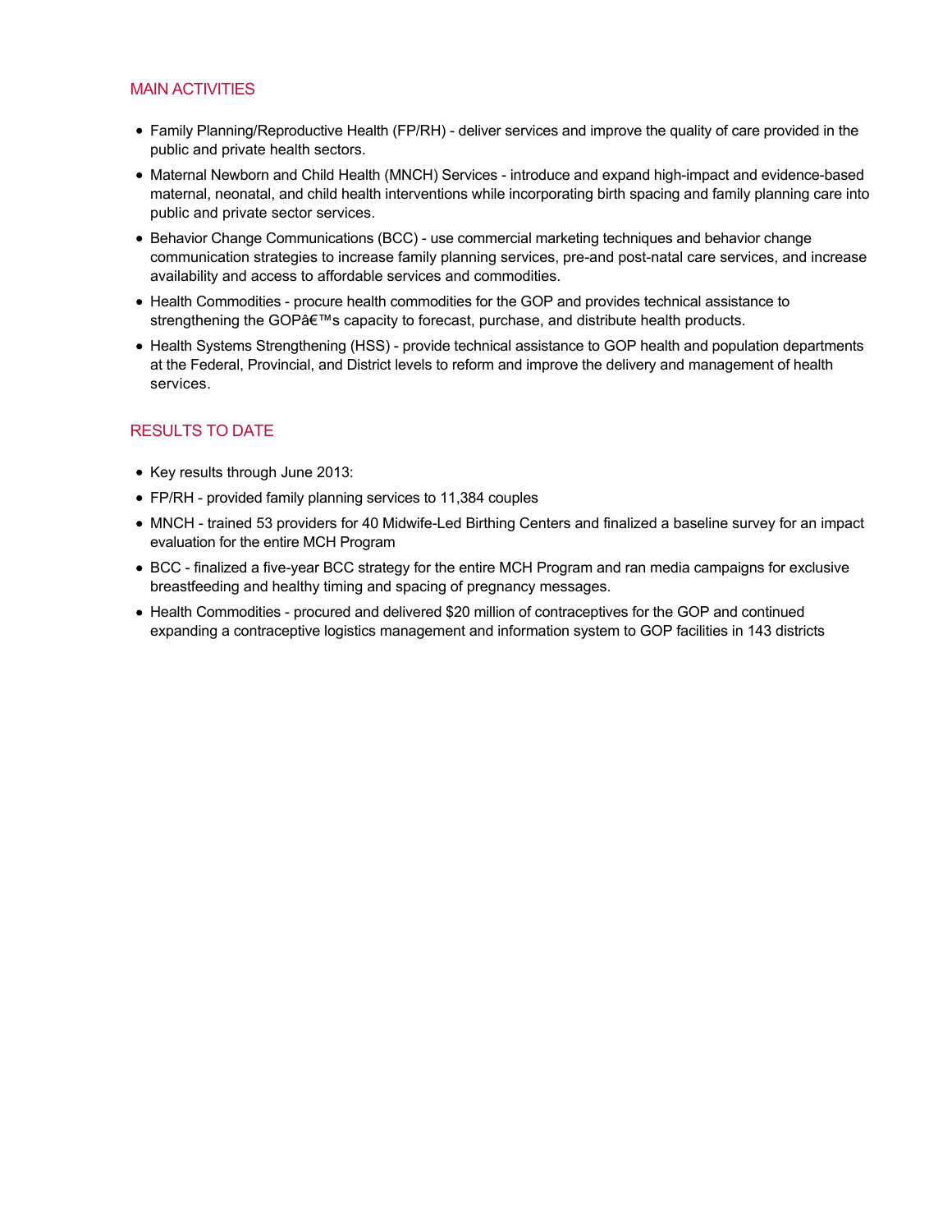## MAIN ACTIVITIES

- Family Planning/Reproductive Health (FP/RH) - deliver services and improve the quality of care provided in the public and private health sectors.
- Maternal Newborn and Child Health (MNCH) Services - introduce and expand high-impact and evidence-based maternal, neonatal, and child health interventions while incorporating birth spacing and family planning care into public and private sector services.
- Behavior Change Communications (BCC) - use commercial marketing techniques and behavior change communication strategies to increase family planning services, pre-and post-natal care services, and increase availability and access to affordable services and commodities.
- Health Commodities - procure health commodities for the GOP and provides technical assistance to strengthening the GOPâ€™s capacity to forecast, purchase, and distribute health products.
- Health Systems Strengthening (HSS) - provide technical assistance to GOP health and population departments at the Federal, Provincial, and District levels to reform and improve the delivery and management of health services.

## RESULTS TO DATE

- Key results through June 2013:
- FP/RH - provided family planning services to 11,384 couples
- MNCH - trained 53 providers for 40 Midwife-Led Birthing Centers and finalized a baseline survey for an impact evaluation for the entire MCH Program
- BCC - finalized a five-year BCC strategy for the entire MCH Program and ran media campaigns for exclusive breastfeeding and healthy timing and spacing of pregnancy messages.
- Health Commodities - procured and delivered $20 million of contraceptives for the GOP and continued expanding a contraceptive logistics management and information system to GOP facilities in 143 districts